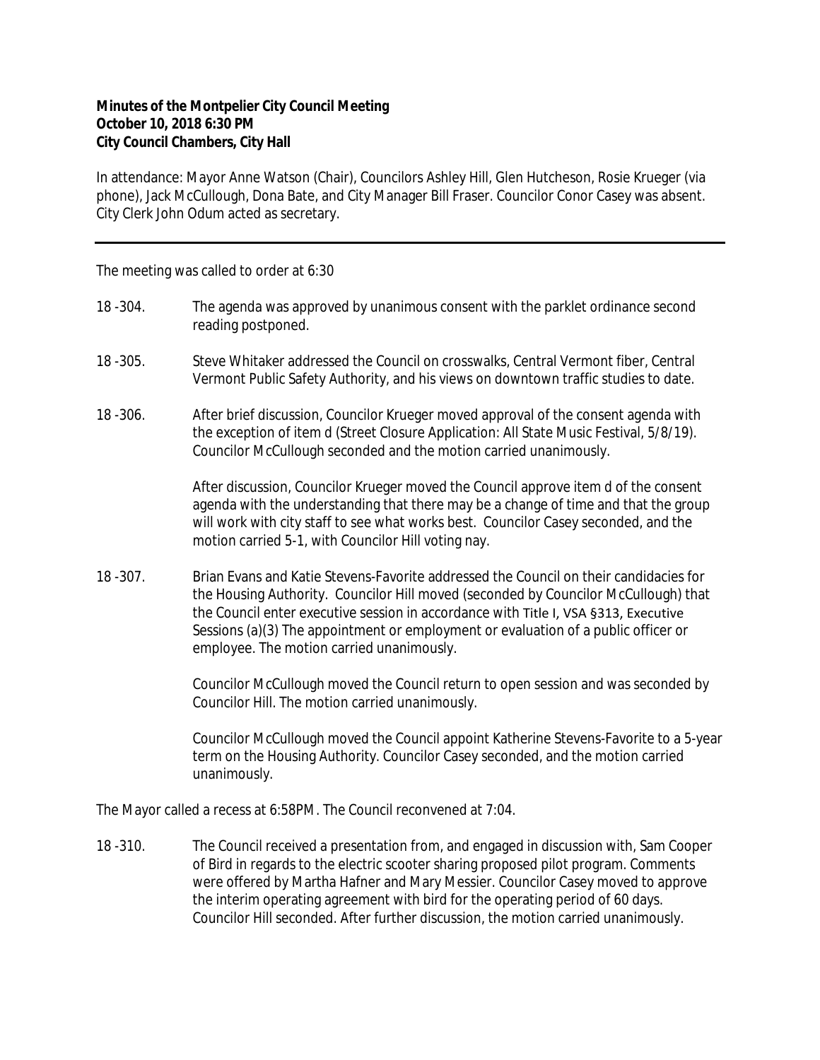**Minutes of the Montpelier City Council Meeting**
**October 10, 2018 6:30 PM**
**City Council Chambers, City Hall**

In attendance: Mayor Anne Watson (Chair), Councilors Ashley Hill, Glen Hutcheson, Rosie Krueger (via phone), Jack McCullough, Dona Bate, and City Manager Bill Fraser. Councilor Conor Casey was absent. City Clerk John Odum acted as secretary.

---

The meeting was called to order at 6:30

18 -304. The agenda was approved by unanimous consent with the parklet ordinance second reading postponed.

18 -305. Steve Whitaker addressed the Council on crosswalks, Central Vermont fiber, Central Vermont Public Safety Authority, and his views on downtown traffic studies to date.

18 -306. After brief discussion, Councilor Krueger moved approval of the consent agenda with the exception of item d (Street Closure Application: All State Music Festival, 5/8/19). Councilor McCullough seconded and the motion carried unanimously.

After discussion, Councilor Krueger moved the Council approve item d of the consent agenda with the understanding that there may be a change of time and that the group will work with city staff to see what works best. Councilor Casey seconded, and the motion carried 5-1, with Councilor Hill voting nay.

18 -307. Brian Evans and Katie Stevens-Favorite addressed the Council on their candidacies for the Housing Authority. Councilor Hill moved (seconded by Councilor McCullough) that the Council enter executive session in accordance with Title I, VSA §313, Executive Sessions (a)(3) The appointment or employment or evaluation of a public officer or employee. The motion carried unanimously.

Councilor McCullough moved the Council return to open session and was seconded by Councilor Hill. The motion carried unanimously.

Councilor McCullough moved the Council appoint Katherine Stevens-Favorite to a 5-year term on the Housing Authority. Councilor Casey seconded, and the motion carried unanimously.

The Mayor called a recess at 6:58PM. The Council reconvened at 7:04.

18 -310. The Council received a presentation from, and engaged in discussion with, Sam Cooper of Bird in regards to the electric scooter sharing proposed pilot program. Comments were offered by Martha Hafner and Mary Messier. Councilor Casey moved to approve the interim operating agreement with bird for the operating period of 60 days. Councilor Hill seconded. After further discussion, the motion carried unanimously.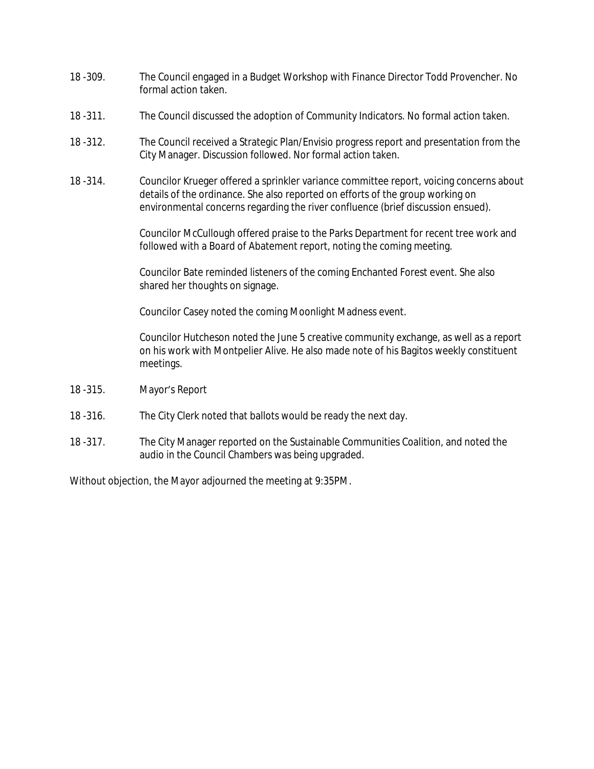18 -309. The Council engaged in a Budget Workshop with Finance Director Todd Provencher. No formal action taken.

18 -311. The Council discussed the adoption of Community Indicators. No formal action taken.

18 -312. The Council received a Strategic Plan/Envisio progress report and presentation from the City Manager. Discussion followed. Nor formal action taken.

18 -314. Councilor Krueger offered a sprinkler variance committee report, voicing concerns about details of the ordinance. She also reported on efforts of the group working on environmental concerns regarding the river confluence (brief discussion ensued).

Councilor McCullough offered praise to the Parks Department for recent tree work and followed with a Board of Abatement report, noting the coming meeting.

Councilor Bate reminded listeners of the coming Enchanted Forest event. She also shared her thoughts on signage.

Councilor Casey noted the coming Moonlight Madness event.

Councilor Hutcheson noted the June 5 creative community exchange, as well as a report on his work with Montpelier Alive. He also made note of his Bagitos weekly constituent meetings.

18 -315. Mayor's Report

18 -316. The City Clerk noted that ballots would be ready the next day.

18 -317. The City Manager reported on the Sustainable Communities Coalition, and noted the audio in the Council Chambers was being upgraded.

Without objection, the Mayor adjourned the meeting at 9:35PM.